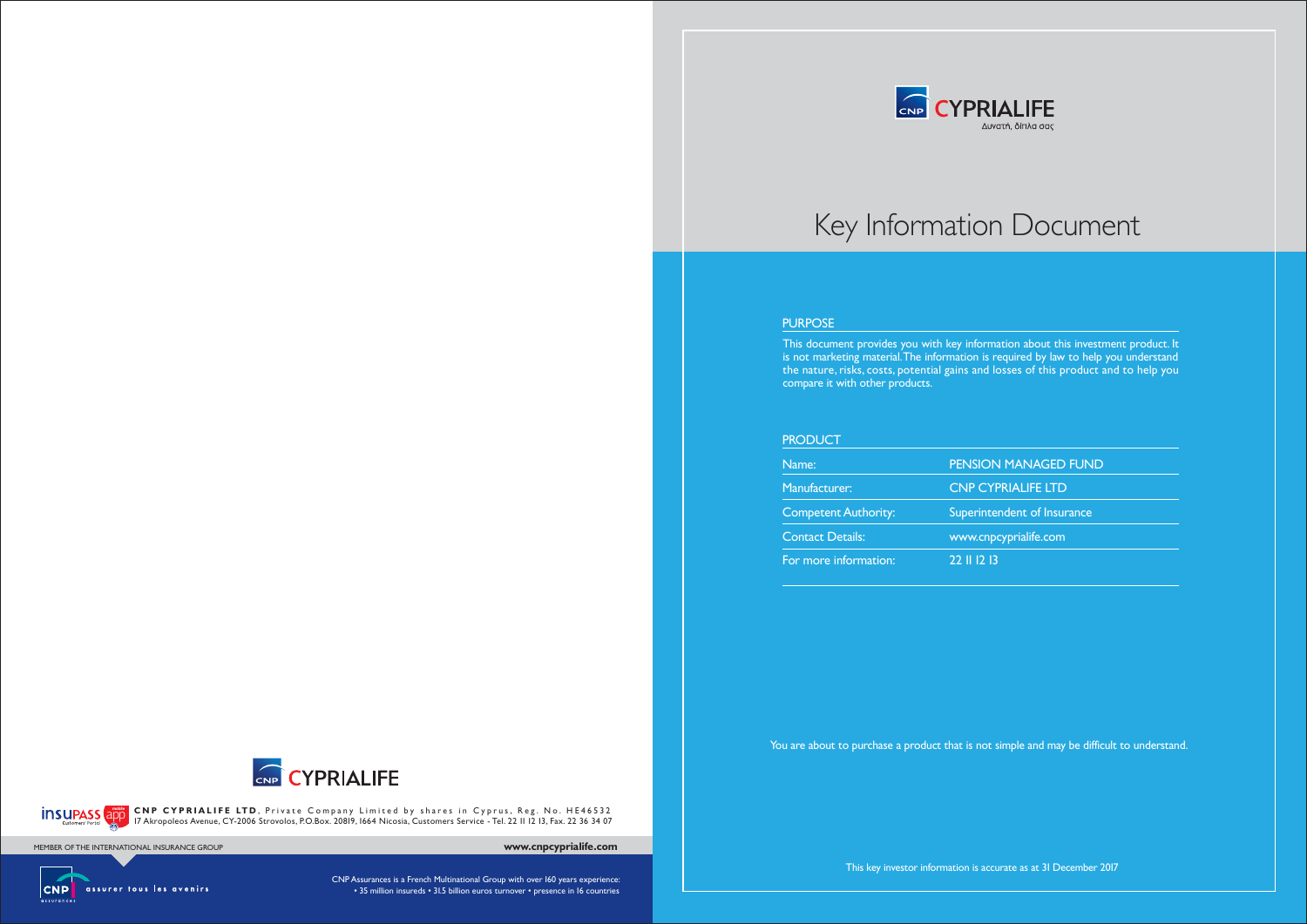CYPRIALIFE

Δυνατή, δίπλα σας

# Key Information Document

## PURPOSE

This document provides you with key information about this investment product. It is not marketing material. The information is required by law to help you understand the nature, risks, costs, potential gains and losses of this product and to help you compare it with other products.

## PRODUCT

| | |
|---|---|
| Name: | PENSION MANAGED FUND |
| Manufacturer: | CNP CYPRIALIFE LTD |
| Competent Authority: | Superintendent of Insurance |
| Contact Details: | www.cnpcyprialife.com |
| For more information: | 22 11 12 13 |

You are about to purchase a product that is not simple and may be difficult to understand.

This key investor information is accurate as at 31 December 2017

CYPRIALIFE

**CNP CYPRIALIFE LTD**, Private Company Limited by shares in Cyprus, Reg. No. HE46532
17 Akropoleos Avenue, CY-2006 Strovolos, P.O.Box. 20819, 1664 Nicosia, Customers Service - Tel. 22 11 12 13, Fax. 22 36 34 07

MEMBER OF THE INTERNATIONAL INSURANCE GROUP

**www.cnpcyprialife.com**

CNP assurer tous les avenirs

CNP Assurances is a French Multinational Group with over 160 years experience:
• 35 million insureds • 31.5 billion euros turnover • presence in 16 countries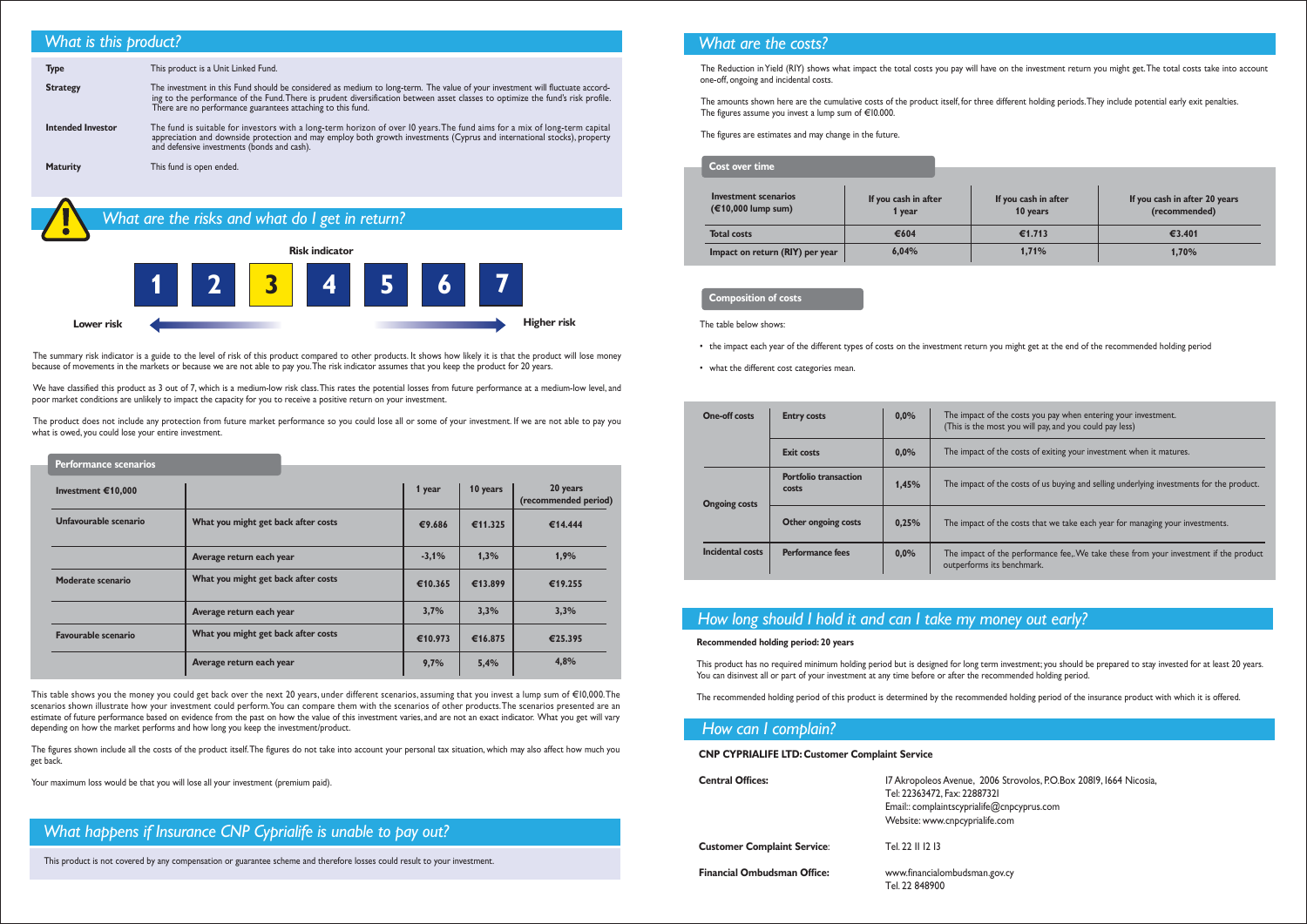## What is this product?

| | |
|---|---|
| **Type** | This product is a Unit Linked Fund. |
| **Strategy** | The investment in this Fund should be considered as medium to long-term. The value of your investment will fluctuate according to the performance of the Fund. There is prudent diversification between asset classes to optimize the fund's risk profile. There are no performance guarantees attaching to this fund. |
| **Intended Investor** | The fund is suitable for investors with a long-term horizon of over 10 years. The fund aims for a mix of long-term capital appreciation and downside protection and may employ both growth investments (Cyprus and international stocks), property and defensive investments (bonds and cash). |
| **Maturity** | This fund is open ended. |

## What are the risks and what do I get in return?

**Risk indicator**

1 2 **3** 4 5 6 7

Lower risk — Higher risk

The summary risk indicator is a guide to the level of risk of this product compared to other products. It shows how likely it is that the product will lose money because of movements in the markets or because we are not able to pay you. The risk indicator assumes that you keep the product for 20 years.

We have classified this product as 3 out of 7, which is a medium-low risk class. This rates the potential losses from future performance at a medium-low level, and poor market conditions are unlikely to impact the capacity for you to receive a positive return on your investment.

The product does not include any protection from future market performance so you could lose all or some of your investment. If we are not able to pay you what is owed, you could lose your entire investment.

### Performance scenarios

| Investment €10,000 | | 1 year | 10 years | 20 years (recommended period) |
|---|---|---|---|---|
| **Unfavourable scenario** | What you might get back after costs | €9.686 | €11.325 | €14.444 |
| | Average return each year | -3,1% | 1,3% | 1,9% |
| **Moderate scenario** | What you might get back after costs | €10.365 | €13.899 | €19.255 |
| | Average return each year | 3,7% | 3,3% | 3,3% |
| **Favourable scenario** | What you might get back after costs | €10.973 | €16.875 | €25.395 |
| | Average return each year | 9,7% | 5,4% | 4,8% |

This table shows you the money you could get back over the next 20 years, under different scenarios, assuming that you invest a lump sum of €10,000. The scenarios shown illustrate how your investment could perform. You can compare them with the scenarios of other products. The scenarios presented are an estimate of future performance based on evidence from the past on how the value of this investment varies, and are not an exact indicator. What you get will vary depending on how the market performs and how long you keep the investment/product.

The figures shown include all the costs of the product itself. The figures do not take into account your personal tax situation, which may also affect how much you get back.

Your maximum loss would be that you will lose all your investment (premium paid).

## What happens if Insurance CNP Cyprialife is unable to pay out?

This product is not covered by any compensation or guarantee scheme and therefore losses could result to your investment.

## What are the costs?

The Reduction in Yield (RIY) shows what impact the total costs you pay will have on the investment return you might get. The total costs take into account one-off, ongoing and incidental costs.

The amounts shown here are the cumulative costs of the product itself, for three different holding periods. They include potential early exit penalties. The figures assume you invest a lump sum of €10.000.

The figures are estimates and may change in the future.

### Cost over time

| Investment scenarios (€10,000 lump sum) | If you cash in after 1 year | If you cash in after 10 years | If you cash in after 20 years (recommended) |
|---|---|---|---|
| **Total costs** | €604 | €1.713 | €3.401 |
| **Impact on return (RIY) per year** | 6,04% | 1,71% | 1,70% |

### Composition of costs

The table below shows:

- the impact each year of the different types of costs on the investment return you might get at the end of the recommended holding period
- what the different cost categories mean.

| | | | |
|---|---|---|---|
| **One-off costs** | **Entry costs** | 0,0% | The impact of the costs you pay when entering your investment. (This is the most you will pay, and you could pay less) |
| | **Exit costs** | 0,0% | The impact of the costs of exiting your investment when it matures. |
| **Ongoing costs** | **Portfolio transaction costs** | 1,45% | The impact of the costs of us buying and selling underlying investments for the product. |
| | **Other ongoing costs** | 0,25% | The impact of the costs that we take each year for managing your investments. |
| **Incidental costs** | **Performance fees** | 0,0% | The impact of the performance fee,. We take these from your investment if the product outperforms its benchmark. |

## How long should I hold it and can I take my money out early?

**Recommended holding period: 20 years**

This product has no required minimum holding period but is designed for long term investment; you should be prepared to stay invested for at least 20 years. You can disinvest all or part of your investment at any time before or after the recommended holding period.

The recommended holding period of this product is determined by the recommended holding period of the insurance product with which it is offered.

## How can I complain?

**CNP CYPRIALIFE LTD: Customer Complaint Service**

**Central Offices:**
17 Akropoleos Avenue, 2006 Strovolos, P.O.Box 20819, 1664 Nicosia,
Tel: 22363472, Fax: 22887321
Email:: complaintscyprialife@cnpcyprus.com
Website: www.cnpcyprialife.com

**Customer Complaint Service**: Tel. 22 11 12 13

**Financial Ombudsman Office:**
www.financialombudsman.gov.cy
Tel. 22 848900